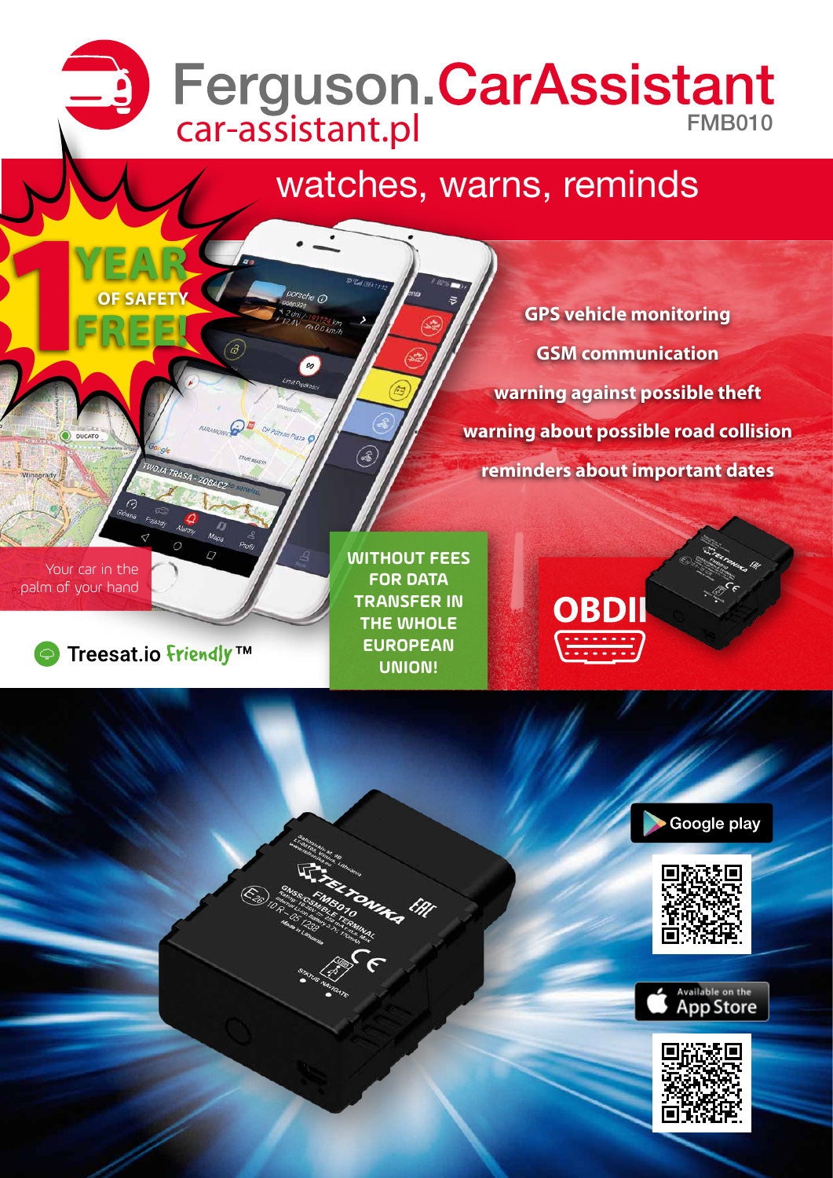# Ferguson.CarAssistant

car-assistant.pl

FMB010

## watches, warns, reminds

**1 YEAR OF SAFETY FREE!**

- GPS vehicle monitoring
- GSM communication
- warning against possible theft
- warning about possible road collision
- reminders about important dates

Your car in the palm of your hand

**WITHOUT FEES FOR DATA TRANSFER IN THE WHOLE EUROPEAN UNION!**

OBDII

Treesat.io Friendly™

Google play

Available on the App Store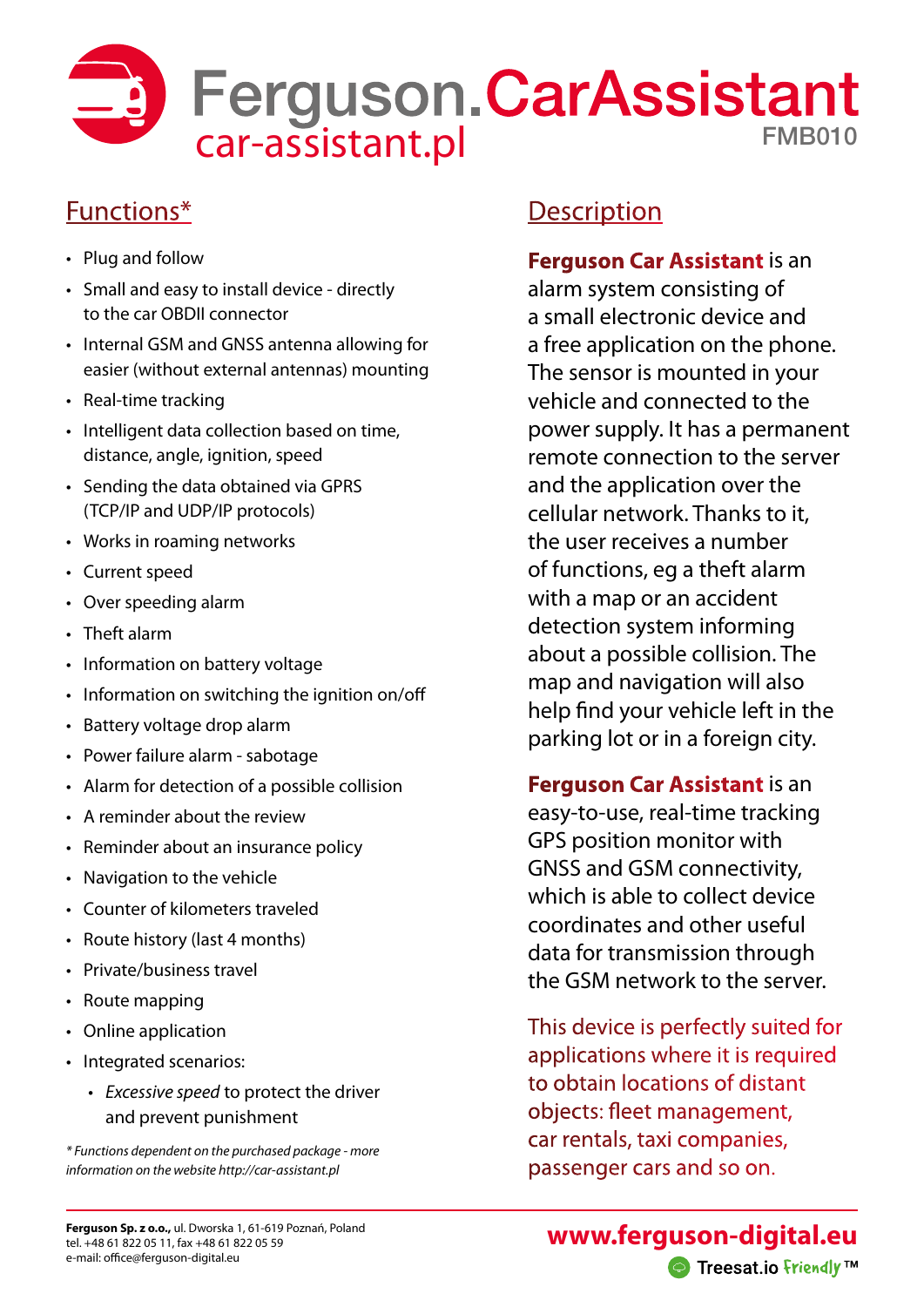# Ferguson.CarAssistant

car-assistant.pl

FMB010

## Functions*

- Plug and follow
- Small and easy to install device - directly to the car OBDII connector
- Internal GSM and GNSS antenna allowing for easier (without external antennas) mounting
- Real-time tracking
- Intelligent data collection based on time, distance, angle, ignition, speed
- Sending the data obtained via GPRS (TCP/IP and UDP/IP protocols)
- Works in roaming networks
- Current speed
- Over speeding alarm
- Theft alarm
- Information on battery voltage
- Information on switching the ignition on/off
- Battery voltage drop alarm
- Power failure alarm - sabotage
- Alarm for detection of a possible collision
- A reminder about the review
- Reminder about an insurance policy
- Navigation to the vehicle
- Counter of kilometers traveled
- Route history (last 4 months)
- Private/business travel
- Route mapping
- Online application
- Integrated scenarios:
    - *Excessive speed* to protect the driver and prevent punishment

*\* Functions dependent on the purchased package - more information on the website http://car-assistant.pl*

## Description

**Ferguson Car Assistant** is an alarm system consisting of a small electronic device and a free application on the phone. The sensor is mounted in your vehicle and connected to the power supply. It has a permanent remote connection to the server and the application over the cellular network. Thanks to it, the user receives a number of functions, eg a theft alarm with a map or an accident detection system informing about a possible collision. The map and navigation will also help find your vehicle left in the parking lot or in a foreign city.

**Ferguson Car Assistant** is an easy-to-use, real-time tracking GPS position monitor with GNSS and GSM connectivity, which is able to collect device coordinates and other useful data for transmission through the GSM network to the server.

This device is perfectly suited for applications where it is required to obtain locations of distant objects: fleet management, car rentals, taxi companies, passenger cars and so on.

**Ferguson Sp. z o.o.,** ul. Dworska 1, 61-619 Poznań, Poland
tel. +48 61 822 05 11, fax +48 61 822 05 59
e-mail: office@ferguson-digital.eu

**www.ferguson-digital.eu**

Treesat.io Friendly™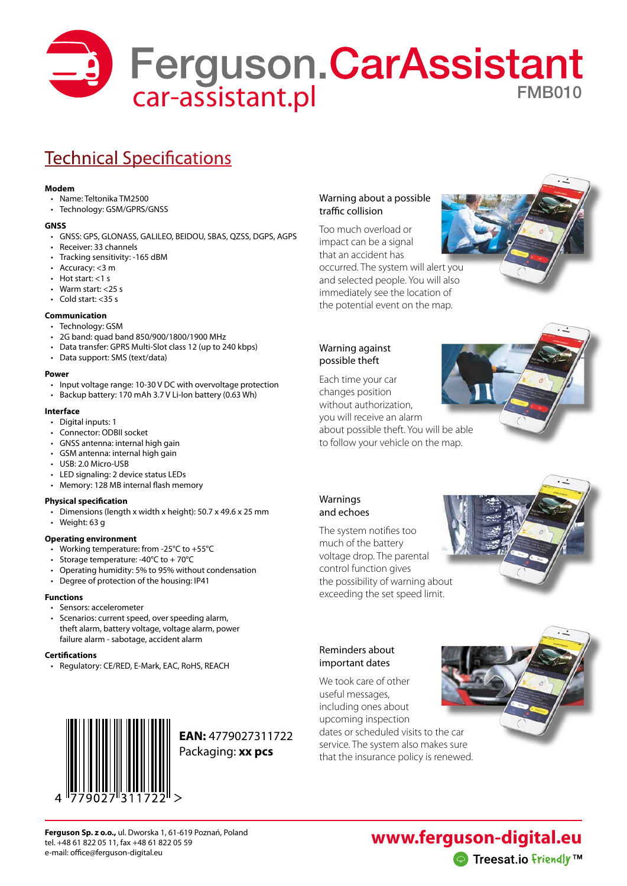# Ferguson.CarAssistant

car-assistant.pl

FMB010

## Technical Specifications

**Modem**

- Name: Teltonika TM2500
- Technology: GSM/GPRS/GNSS

**GNSS**

- GNSS: GPS, GLONASS, GALILEO, BEIDOU, SBAS, QZSS, DGPS, AGPS
- Receiver: 33 channels
- Tracking sensitivity: -165 dBM
- Accuracy: <3 m
- Hot start: <1 s
- Warm start: <25 s
- Cold start: <35 s

**Communication**

- Technology: GSM
- 2G band: quad band 850/900/1800/1900 MHz
- Data transfer: GPRS Multi-Slot class 12 (up to 240 kbps)
- Data support: SMS (text/data)

**Power**

- Input voltage range: 10-30 V DC with overvoltage protection
- Backup battery: 170 mAh 3.7 V Li-Ion battery (0.63 Wh)

**Interface**

- Digital inputs: 1
- Connector: ODBII socket
- GNSS antenna: internal high gain
- GSM antenna: internal high gain
- USB: 2.0 Micro-USB
- LED signaling: 2 device status LEDs
- Memory: 128 MB internal flash memory

**Physical specification**

- Dimensions (length x width x height): 50.7 x 49.6 x 25 mm
- Weight: 63 g

**Operating environment**

- Working temperature: from -25°C to +55°C
- Storage temperature: -40°C to + 70°C
- Operating humidity: 5% to 95% without condensation
- Degree of protection of the housing: IP41

**Functions**

- Sensors: accelerometer
- Scenarios: current speed, over speeding alarm, theft alarm, battery voltage, voltage alarm, power failure alarm - sabotage, accident alarm

**Certifications**

- Regulatory: CE/RED, E-Mark, EAC, RoHS, REACH

### Warning about a possible traffic collision

Too much overload or impact can be a signal that an accident has occurred. The system will alert you and selected people. You will also immediately see the location of the potential event on the map.

### Warning against possible theft

Each time your car changes position without authorization, you will receive an alarm about possible theft. You will be able to follow your vehicle on the map.

### Warnings and echoes

The system notifies too much of the battery voltage drop. The parental control function gives the possibility of warning about exceeding the set speed limit.

### Reminders about important dates

We took care of other useful messages, including ones about upcoming inspection dates or scheduled visits to the car service. The system also makes sure that the insurance policy is renewed.

4 779027 311722 >

**EAN:** 4779027311722

Packaging: **xx pcs**

**Ferguson Sp. z o.o.,** ul. Dworska 1, 61-619 Poznań, Poland
tel. +48 61 822 05 11, fax +48 61 822 05 59
e-mail: office@ferguson-digital.eu

**www.ferguson-digital.eu**

Treesat.io Friendly ™